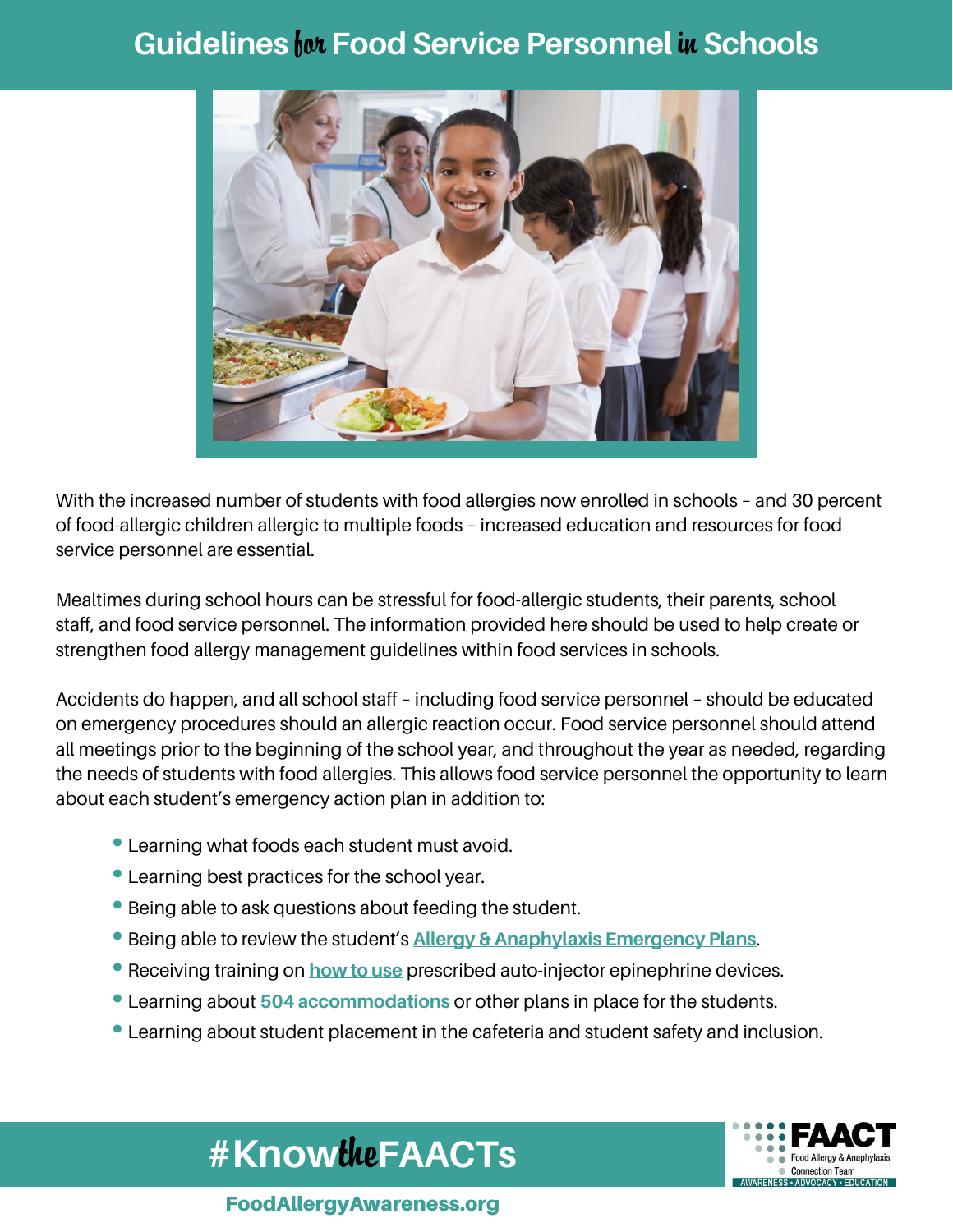# Guidelines for Food Service Personnel in Schools

With the increased number of students with food allergies now enrolled in schools – and 30 percent of food-allergic children allergic to multiple foods – increased education and resources for food service personnel are essential.

Mealtimes during school hours can be stressful for food-allergic students, their parents, school staff, and food service personnel. The information provided here should be used to help create or strengthen food allergy management guidelines within food services in schools.

Accidents do happen, and all school staff – including food service personnel – should be educated on emergency procedures should an allergic reaction occur. Food service personnel should attend all meetings prior to the beginning of the school year, and throughout the year as needed, regarding the needs of students with food allergies. This allows food service personnel the opportunity to learn about each student's emergency action plan in addition to:

- Learning what foods each student must avoid.
- Learning best practices for the school year.
- Being able to ask questions about feeding the student.
- Being able to review the student's **Allergy & Anaphylaxis Emergency Plans**.
- Receiving training on **how to use** prescribed auto-injector epinephrine devices.
- Learning about **504 accommodations** or other plans in place for the students.
- Learning about student placement in the cafeteria and student safety and inclusion.

**#KnowtheFAACTs**

FAACT Food Allergy & Anaphylaxis Connection Team
AWARENESS • ADVOCACY • EDUCATION

FoodAllergyAwareness.org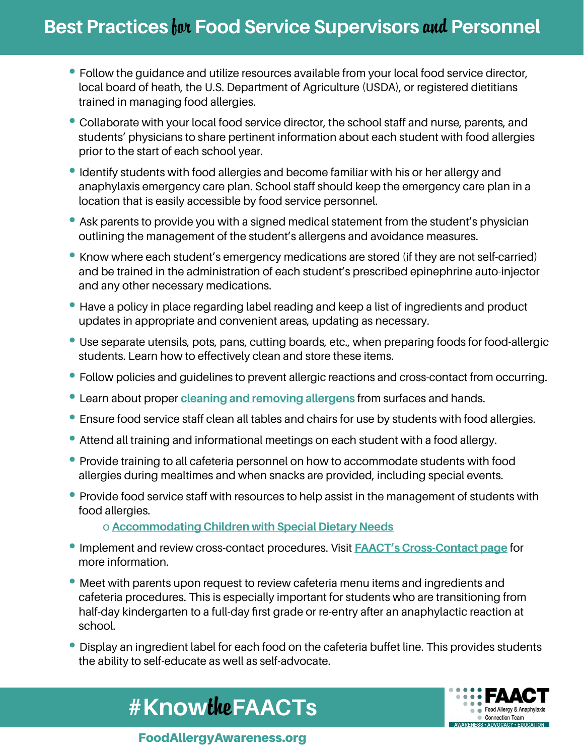# Best Practices for Food Service Supervisors and Personnel

- Follow the guidance and utilize resources available from your local food service director, local board of heath, the U.S. Department of Agriculture (USDA), or registered dietitians trained in managing food allergies.
- Collaborate with your local food service director, the school staff and nurse, parents, and students' physicians to share pertinent information about each student with food allergies prior to the start of each school year.
- Identify students with food allergies and become familiar with his or her allergy and anaphylaxis emergency care plan. School staff should keep the emergency care plan in a location that is easily accessible by food service personnel.
- Ask parents to provide you with a signed medical statement from the student's physician outlining the management of the student's allergens and avoidance measures.
- Know where each student's emergency medications are stored (if they are not self-carried) and be trained in the administration of each student's prescribed epinephrine auto-injector and any other necessary medications.
- Have a policy in place regarding label reading and keep a list of ingredients and product updates in appropriate and convenient areas, updating as necessary.
- Use separate utensils, pots, pans, cutting boards, etc., when preparing foods for food-allergic students. Learn how to effectively clean and store these items.
- Follow policies and guidelines to prevent allergic reactions and cross-contact from occurring.
- Learn about proper **cleaning and removing allergens** from surfaces and hands.
- Ensure food service staff clean all tables and chairs for use by students with food allergies.
- Attend all training and informational meetings on each student with a food allergy.
- Provide training to all cafeteria personnel on how to accommodate students with food allergies during mealtimes and when snacks are provided, including special events.
- Provide food service staff with resources to help assist in the management of students with food allergies.
  - **Accommodating Children with Special Dietary Needs**
- Implement and review cross-contact procedures. Visit **FAACT's Cross-Contact page** for more information.
- Meet with parents upon request to review cafeteria menu items and ingredients and cafeteria procedures. This is especially important for students who are transitioning from half-day kindergarten to a full-day first grade or re-entry after an anaphylactic reaction at school.
- Display an ingredient label for each food on the cafeteria buffet line. This provides students the ability to self-educate as well as self-advocate.

#KnowtheFAACTs

FAACT Food Allergy & Anaphylaxis Connection Team
AWARENESS • ADVOCACY • EDUCATION

FoodAllergyAwareness.org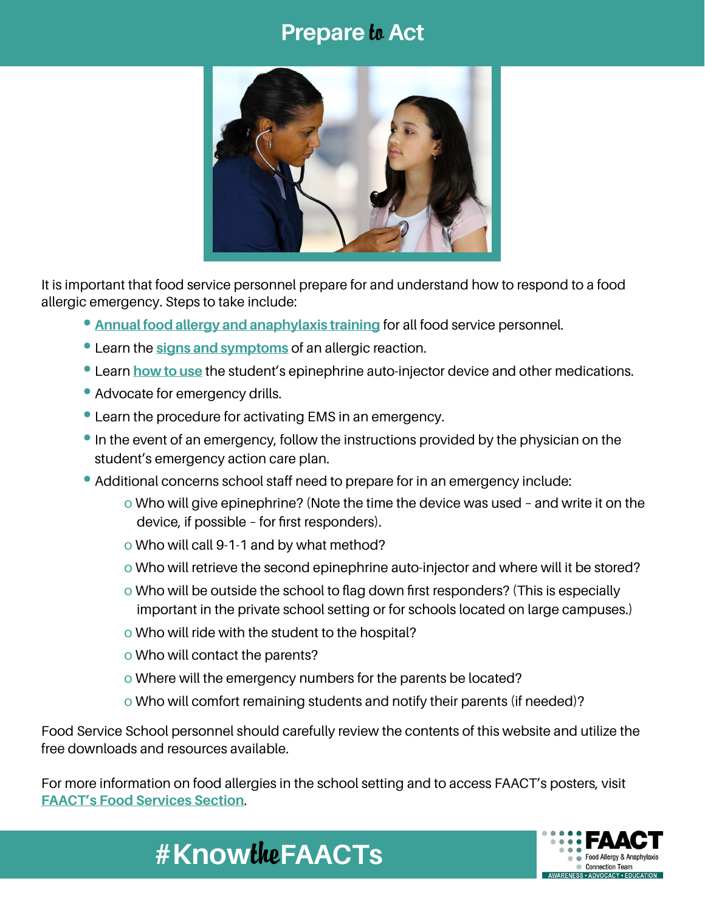# Prepare to Act

It is important that food service personnel prepare for and understand how to respond to a food allergic emergency. Steps to take include:

- **Annual food allergy and anaphylaxis training** for all food service personnel.
- Learn the **signs and symptoms** of an allergic reaction.
- Learn **how to use** the student's epinephrine auto-injector device and other medications.
- Advocate for emergency drills.
- Learn the procedure for activating EMS in an emergency.
- In the event of an emergency, follow the instructions provided by the physician on the student's emergency action care plan.
- Additional concerns school staff need to prepare for in an emergency include:
  - Who will give epinephrine? (Note the time the device was used – and write it on the device, if possible – for first responders).
  - Who will call 9-1-1 and by what method?
  - Who will retrieve the second epinephrine auto-injector and where will it be stored?
  - Who will be outside the school to flag down first responders? (This is especially important in the private school setting or for schools located on large campuses.)
  - Who will ride with the student to the hospital?
  - Who will contact the parents?
  - Where will the emergency numbers for the parents be located?
  - Who will comfort remaining students and notify their parents (if needed)?

Food Service School personnel should carefully review the contents of this website and utilize the free downloads and resources available.

For more information on food allergies in the school setting and to access FAACT's posters, visit **FAACT's Food Services Section**.

#KnowtheFAACTs

FAACT Food Allergy & Anaphylaxis Connection Team
AWARENESS • ADVOCACY • EDUCATION